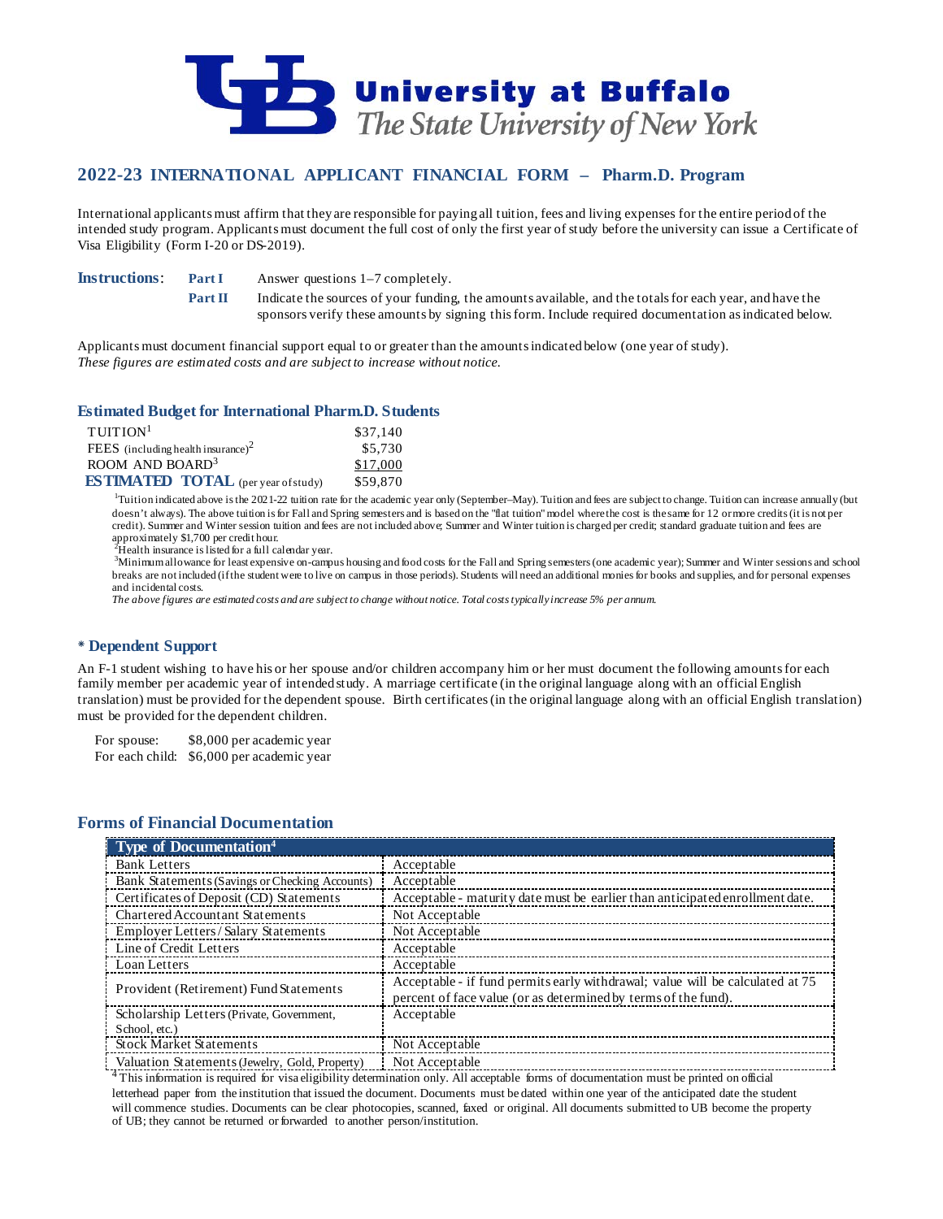University at Buffalo
*The State University of New York*

## 2022-23 INTERNATIONAL APPLICANT FINANCIAL FORM – Pharm.D. Program

International applicants must affirm that they are responsible for paying all tuition, fees and living expenses for the entire period of the intended study program. Applicants must document the full cost of only the first year of study before the university can issue a Certificate of Visa Eligibility (Form I-20 or DS-2019).

**Instructions**:
- **Part I** Answer questions 1–7 completely.
- **Part II** Indicate the sources of your funding, the amounts available, and the totals for each year, and have the sponsors verify these amounts by signing this form. Include required documentation as indicated below.

Applicants must document financial support equal to or greater than the amounts indicated below (one year of study).
*These figures are estimated costs and are subject to increase without notice.*

### Estimated Budget for International Pharm.D. Students

| | |
|---|---|
| TUITION[1] | $37,140 |
| FEES (including health insurance)[2] | $5,730 |
| ROOM AND BOARD[3] | $17,000 |
| **ESTIMATED TOTAL** (per year of study) | $59,870 |

[1]Tuition indicated above is the 2021-22 tuition rate for the academic year only (September–May). Tuition and fees are subject to change. Tuition can increase annually (but doesn't always). The above tuition is for Fall and Spring semesters and is based on the "flat tuition" model where the cost is the same for 12 or more credits (it is not per credit). Summer and Winter session tuition and fees are not included above; Summer and Winter tuition is charged per credit; standard graduate tuition and fees are approximately $1,700 per credit hour.

[2]Health insurance is listed for a full calendar year.

[3]Minimum allowance for least expensive on-campus housing and food costs for the Fall and Spring semesters (one academic year); Summer and Winter sessions and school breaks are not included (if the student were to live on campus in those periods). Students will need an additional monies for books and supplies, and for personal expenses and incidental costs.

*The above figures are estimated costs and are subject to change without notice. Total costs typically increase 5% per annum.*

### * Dependent Support

An F-1 student wishing to have his or her spouse and/or children accompany him or her must document the following amounts for each family member per academic year of intended study. A marriage certificate (in the original language along with an official English translation) must be provided for the dependent spouse. Birth certificates (in the original language along with an official English translation) must be provided for the dependent children.

For spouse: $8,000 per academic year
For each child: $6,000 per academic year

### Forms of Financial Documentation

| Type of Documentation[4] | |
|---|---|
| Bank Letters | Acceptable |
| Bank Statements (Savings or Checking Accounts) | Acceptable |
| Certificates of Deposit (CD) Statements | Acceptable - maturity date must be earlier than anticipated enrollment date. |
| Chartered Accountant Statements | Not Acceptable |
| Employer Letters / Salary Statements | Not Acceptable |
| Line of Credit Letters | Acceptable |
| Loan Letters | Acceptable |
| Provident (Retirement) Fund Statements | Acceptable - if fund permits early withdrawal; value will be calculated at 75 percent of face value (or as determined by terms of the fund). |
| Scholarship Letters (Private, Government, School, etc.) | Acceptable |
| Stock Market Statements | Not Acceptable |
| Valuation Statements (Jewelry, Gold, Property) | Not Acceptable |

[4]This information is required for visa eligibility determination only. All acceptable forms of documentation must be printed on official letterhead paper from the institution that issued the document. Documents must be dated within one year of the anticipated date the student will commence studies. Documents can be clear photocopies, scanned, faxed or original. All documents submitted to UB become the property of UB; they cannot be returned or forwarded to another person/institution.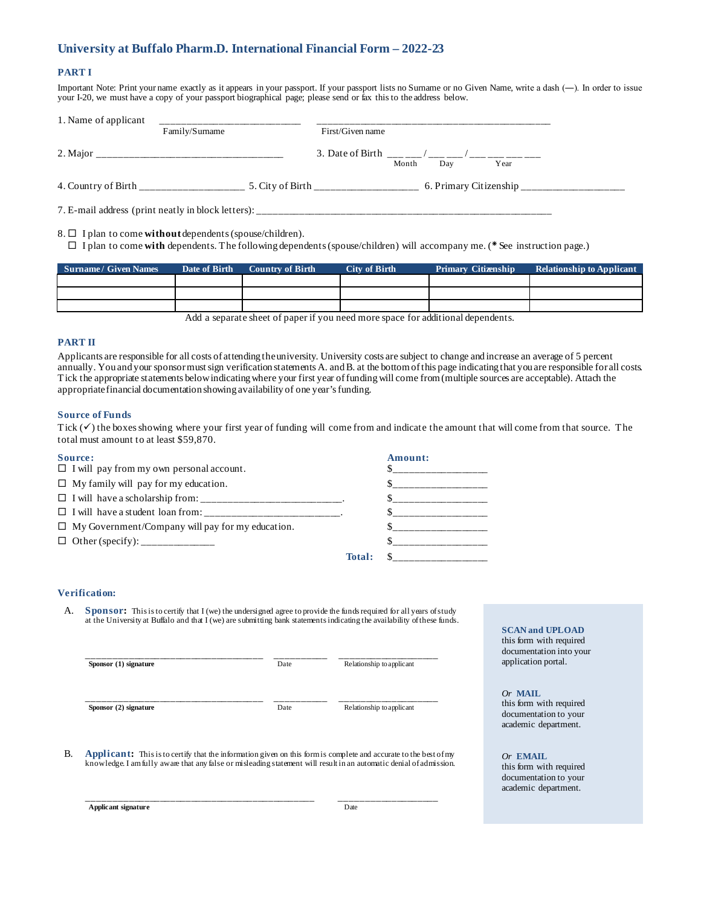# University at Buffalo Pharm.D. International Financial Form – 2022-23

## PART I

Important Note: Print your name exactly as it appears in your passport. If your passport lists no Surname or no Given Name, write a dash (—). In order to issue your I-20, we must have a copy of your passport biographical page; please send or fax this to the address below.

1. Name of applicant ___________________________ _____________________________________________
   Family/Surname First/Given name

2. Major ____________________________________ 3. Date of Birth ___ ___ / ___ ___ / ___ ___ ___ ___
   Month Day Year

4. Country of Birth ____________________ 5. City of Birth ____________________ 6. Primary Citizenship ____________________

7. E-mail address (print neatly in block letters): _____________________________________________________________

8. ☐ I plan to come **without** dependents (spouse/children).
   ☐ I plan to come **with** dependents. The following dependents (spouse/children) will accompany me. (* See instruction page.)

| Surname / Given Names | Date of Birth | Country of Birth | City of Birth | Primary Citizenship | Relationship to Applicant |
|---|---|---|---|---|---|
| | | | | | |
| | | | | | |
| | | | | | |

Add a separate sheet of paper if you need more space for additional dependents.

## PART II

Applicants are responsible for all costs of attending the university. University costs are subject to change and increase an average of 5 percent annually. You and your sponsor must sign verification statements A. and B. at the bottom of this page indicating that you are responsible for all costs. Tick the appropriate statements below indicating where your first year of funding will come from (multiple sources are acceptable). Attach the appropriate financial documentation showing availability of one year's funding.

### Source of Funds

Tick (✓) the boxes showing where your first year of funding will come from and indicate the amount that will come from that source. The total must amount to at least $59,870.

| Source: | Amount: |
|---|---|
| ☐ I will pay from my own personal account. | $__________________ |
| ☐ My family will pay for my education. | $__________________ |
| ☐ I will have a scholarship from: ___________________________. | $__________________ |
| ☐ I will have a student loan from: ___________________________. | $__________________ |
| ☐ My Government/Company will pay for my education. | $__________________ |
| ☐ Other (specify): ______________ | $__________________ |
| **Total:** | $__________________ |

### Verification:

A. **Sponsor:** This is to certify that I (we) the undersigned agree to provide the funds required for all years of study at the University at Buffalo and that I (we) are submitting bank statements indicating the availability of these funds.

_____________________________________ ___________ _____________________
**Sponsor (1) signature** Date Relationship to applicant

_____________________________________ ___________ _____________________
**Sponsor (2) signature** Date Relationship to applicant

B. **Applicant:** This is to certify that the information given on this form is complete and accurate to the best of my knowledge. I am fully aware that any false or misleading statement will result in an automatic denial of admission.

_______________________________________________ _____________________
**Applicant signature** Date

**SCAN and UPLOAD** this form with required documentation into your application portal.

*Or* **MAIL** this form with required documentation to your academic department.

*Or* **EMAIL** this form with required documentation to your academic department.